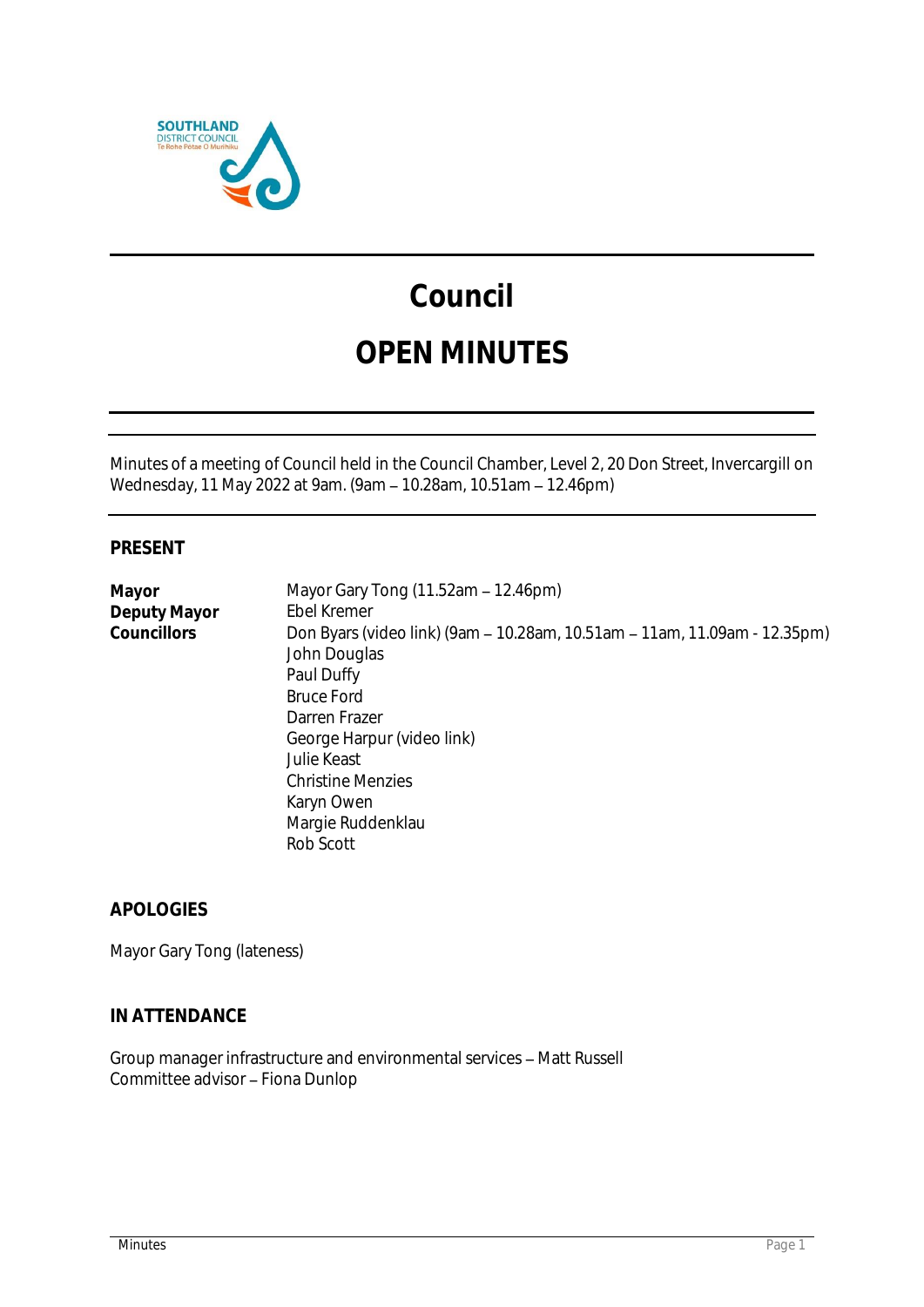# Council

# OPEN MINUTES

Minutes of a meeting of Council held in the Council Chamber, Level 2, 20 Don Street, Invercargill on Wednesday, 11 May 2022 at 9am. (9am – 10.28am, 10.51am – 12.46pm)

## PRESENT

| | |
|---|---|
| **Mayor** | Mayor Gary Tong (11.52am – 12.46pm) |
| **Deputy Mayor** | Ebel Kremer |
| **Councillors** | Don Byars (video link) (9am – 10.28am, 10.51am – 11am, 11.09am - 12.35pm) |
| | John Douglas |
| | Paul Duffy |
| | Bruce Ford |
| | Darren Frazer |
| | George Harpur (video link) |
| | Julie Keast |
| | Christine Menzies |
| | Karyn Owen |
| | Margie Ruddenklau |
| | Rob Scott |

## APOLOGIES

Mayor Gary Tong (lateness)

## IN ATTENDANCE

Group manager infrastructure and environmental services – Matt Russell
Committee advisor – Fiona Dunlop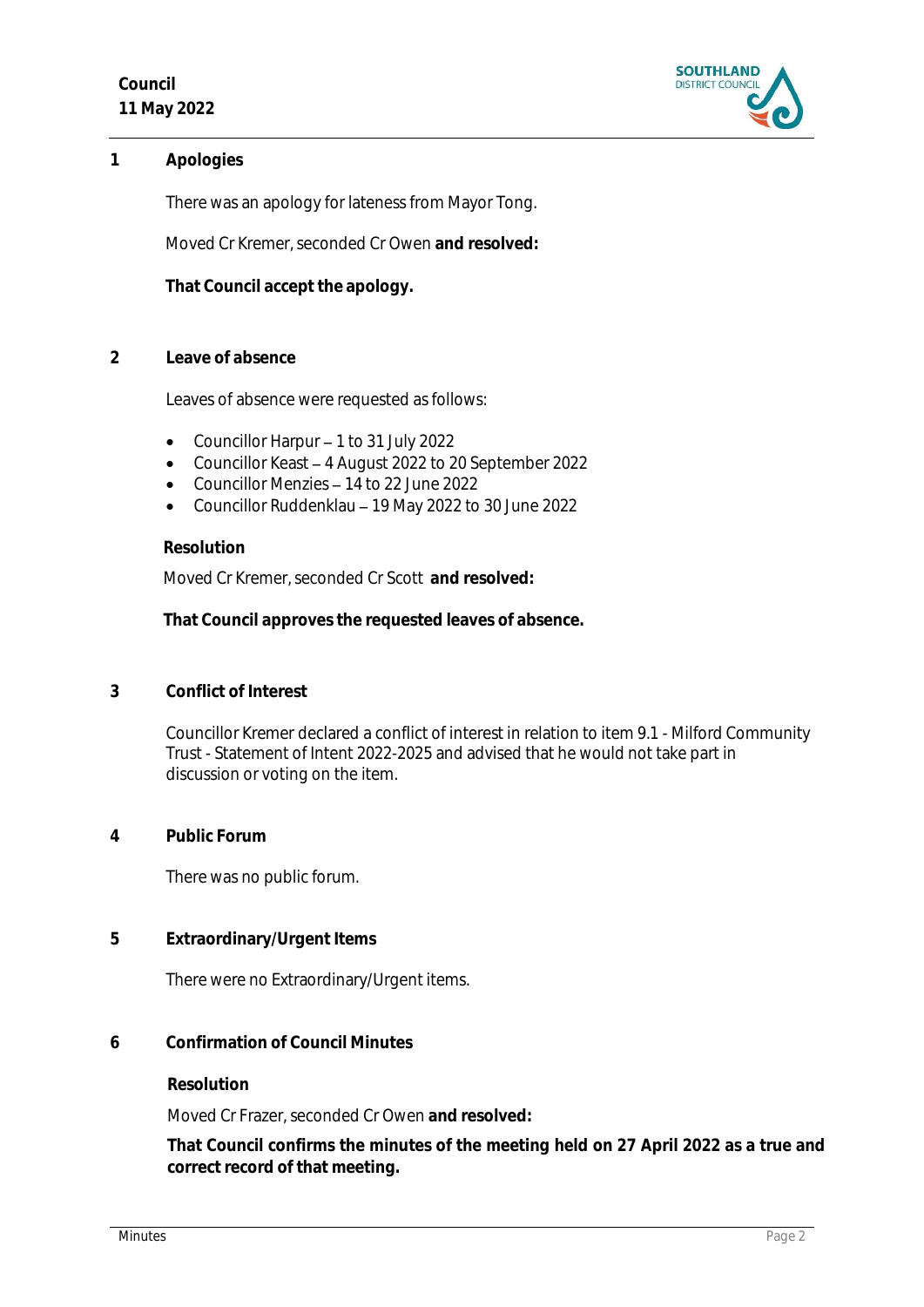## 1 Apologies

There was an apology for lateness from Mayor Tong.

Moved Cr Kremer, seconded Cr Owen **and resolved:**

**That Council accept the apology.**

## 2 Leave of absence

Leaves of absence were requested as follows:

- Councillor Harpur – 1 to 31 July 2022
- Councillor Keast – 4 August 2022 to 20 September 2022
- Councillor Menzies – 14 to 22 June 2022
- Councillor Ruddenklau – 19 May 2022 to 30 June 2022

**Resolution**

Moved Cr Kremer, seconded Cr Scott **and resolved:**

**That Council approves the requested leaves of absence.**

## 3 Conflict of Interest

Councillor Kremer declared a conflict of interest in relation to item 9.1 - Milford Community Trust - Statement of Intent 2022-2025 and advised that he would not take part in discussion or voting on the item.

## 4 Public Forum

There was no public forum.

## 5 Extraordinary/Urgent Items

There were no Extraordinary/Urgent items.

## 6 Confirmation of Council Minutes

**Resolution**

Moved Cr Frazer, seconded Cr Owen **and resolved:**

**That Council confirms the minutes of the meeting held on 27 April 2022 as a true and correct record of that meeting.**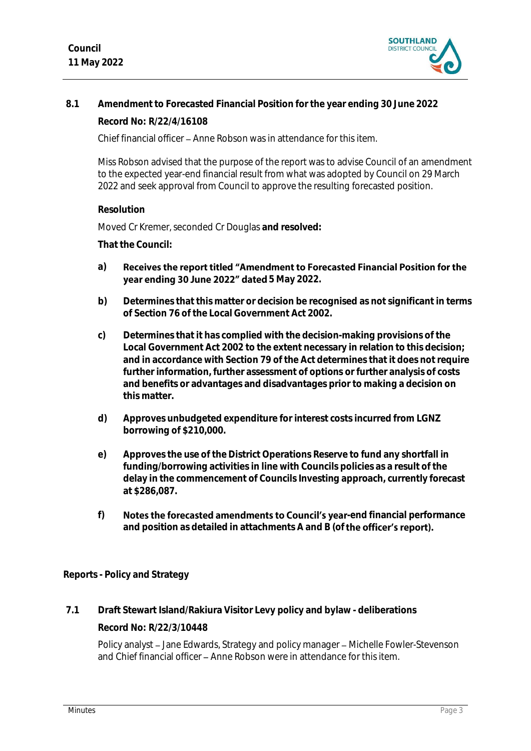## 8.1 Amendment to Forecasted Financial Position for the year ending 30 June 2022

**Record No: R/22/4/16108**

Chief financial officer – Anne Robson was in attendance for this item.

Miss Robson advised that the purpose of the report was to advise Council of an amendment to the expected year-end financial result from what was adopted by Council on 29 March 2022 and seek approval from Council to approve the resulting forecasted position.

**Resolution**

Moved Cr Kremer, seconded Cr Douglas **and resolved:**

**That the Council:**

**a) Receives the report titled "Amendment to Forecasted Financial Position for the year ending 30 June 2022" dated 5 May 2022.**

**b) Determines that this matter or decision be recognised as not significant in terms of Section 76 of the Local Government Act 2002.**

**c) Determines that it has complied with the decision-making provisions of the Local Government Act 2002 to the extent necessary in relation to this decision; and in accordance with Section 79 of the Act determines that it does not require further information, further assessment of options or further analysis of costs and benefits or advantages and disadvantages prior to making a decision on this matter.**

**d) Approves unbudgeted expenditure for interest costs incurred from LGNZ borrowing of $210,000.**

**e) Approves the use of the District Operations Reserve to fund any shortfall in funding/borrowing activities in line with Councils policies as a result of the delay in the commencement of Councils Investing approach, currently forecast at $286,087.**

**f) Notes the forecasted amendments to Council's year-end financial performance and position as detailed in attachments A and B (of the officer's report).**

## Reports - Policy and Strategy

## 7.1 Draft Stewart Island/Rakiura Visitor Levy policy and bylaw - deliberations

**Record No: R/22/3/10448**

Policy analyst – Jane Edwards, Strategy and policy manager – Michelle Fowler-Stevenson and Chief financial officer – Anne Robson were in attendance for this item.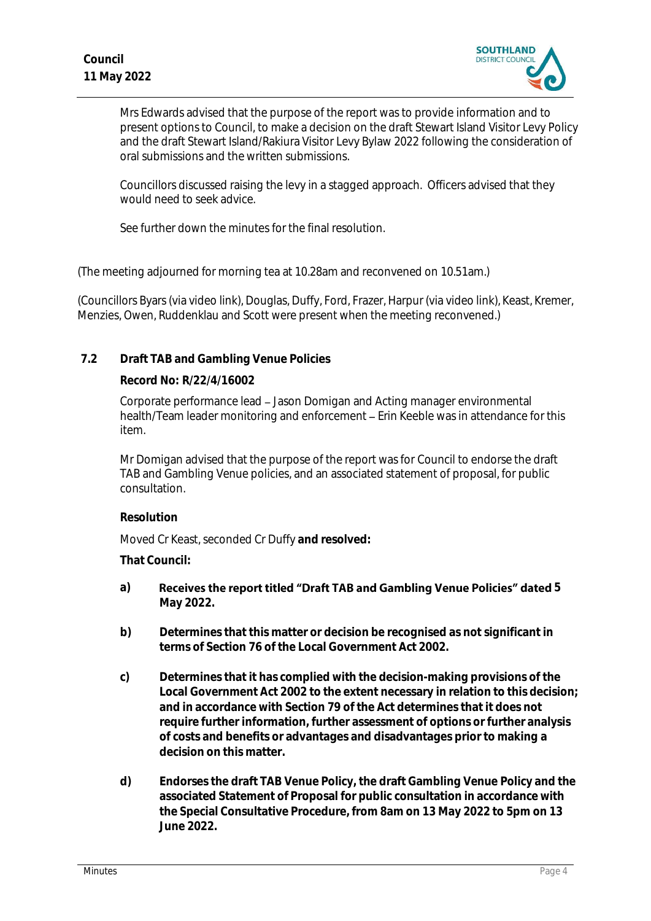Mrs Edwards advised that the purpose of the report was to provide information and to present options to Council, to make a decision on the draft Stewart Island Visitor Levy Policy and the draft Stewart Island/Rakiura Visitor Levy Bylaw 2022 following the consideration of oral submissions and the written submissions.

Councillors discussed raising the levy in a stagged approach. Officers advised that they would need to seek advice.

See further down the minutes for the final resolution.

(The meeting adjourned for morning tea at 10.28am and reconvened on 10.51am.)

(Councillors Byars (via video link), Douglas, Duffy, Ford, Frazer, Harpur (via video link), Keast, Kremer, Menzies, Owen, Ruddenklau and Scott were present when the meeting reconvened.)

## 7.2 Draft TAB and Gambling Venue Policies

**Record No: R/22/4/16002**

Corporate performance lead – Jason Domigan and Acting manager environmental health/Team leader monitoring and enforcement – Erin Keeble was in attendance for this item.

Mr Domigan advised that the purpose of the report was for Council to endorse the draft TAB and Gambling Venue policies, and an associated statement of proposal, for public consultation.

**Resolution**

Moved Cr Keast, seconded Cr Duffy **and resolved:**

**That Council:**

a) **Receives the report titled "Draft TAB and Gambling Venue Policies" dated 5 May 2022.**

b) **Determines that this matter or decision be recognised as not significant in terms of Section 76 of the Local Government Act 2002.**

c) **Determines that it has complied with the decision-making provisions of the Local Government Act 2002 to the extent necessary in relation to this decision; and in accordance with Section 79 of the Act determines that it does not require further information, further assessment of options or further analysis of costs and benefits or advantages and disadvantages prior to making a decision on this matter.**

d) **Endorses the draft TAB Venue Policy, the draft Gambling Venue Policy and the associated Statement of Proposal for public consultation in accordance with the Special Consultative Procedure, from 8am on 13 May 2022 to 5pm on 13 June 2022.**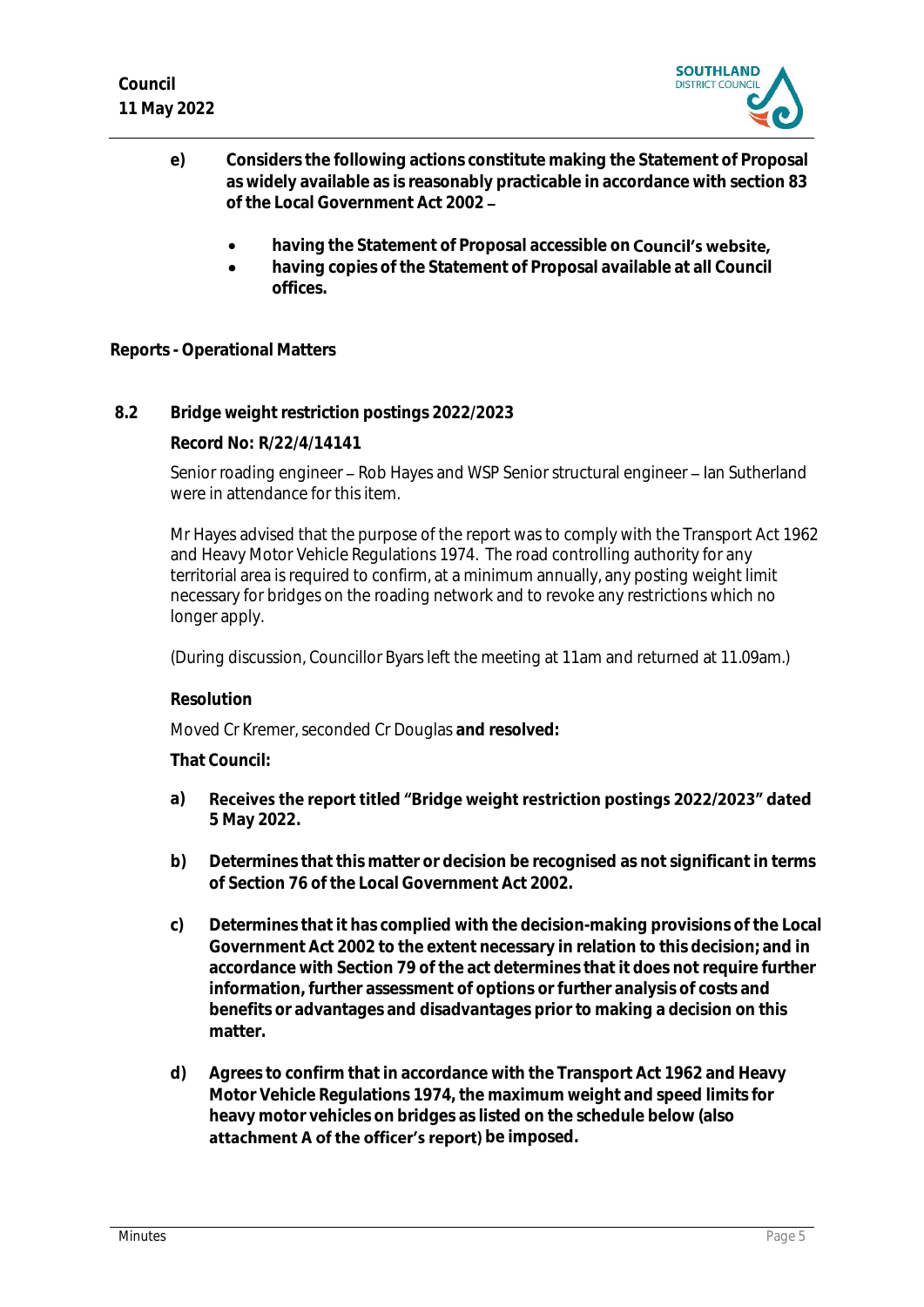**e) Considers the following actions constitute making the Statement of Proposal as widely available as is reasonably practicable in accordance with section 83 of the Local Government Act 2002 –**

- **having the Statement of Proposal accessible on Council's website,**
- **having copies of the Statement of Proposal available at all Council offices.**

## Reports - Operational Matters

### 8.2 Bridge weight restriction postings 2022/2023

**Record No: R/22/4/14141**

Senior roading engineer – Rob Hayes and WSP Senior structural engineer – Ian Sutherland were in attendance for this item.

Mr Hayes advised that the purpose of the report was to comply with the Transport Act 1962 and Heavy Motor Vehicle Regulations 1974. The road controlling authority for any territorial area is required to confirm, at a minimum annually, any posting weight limit necessary for bridges on the roading network and to revoke any restrictions which no longer apply.

(During discussion, Councillor Byars left the meeting at 11am and returned at 11.09am.)

**Resolution**

Moved Cr Kremer, seconded Cr Douglas **and resolved:**

**That Council:**

**a) Receives the report titled "Bridge weight restriction postings 2022/2023" dated 5 May 2022.**

**b) Determines that this matter or decision be recognised as not significant in terms of Section 76 of the Local Government Act 2002.**

**c) Determines that it has complied with the decision-making provisions of the Local Government Act 2002 to the extent necessary in relation to this decision; and in accordance with Section 79 of the act determines that it does not require further information, further assessment of options or further analysis of costs and benefits or advantages and disadvantages prior to making a decision on this matter.**

**d) Agrees to confirm that in accordance with the Transport Act 1962 and Heavy Motor Vehicle Regulations 1974, the maximum weight and speed limits for heavy motor vehicles on bridges as listed on the schedule below (also attachment A of the officer's report) be imposed.**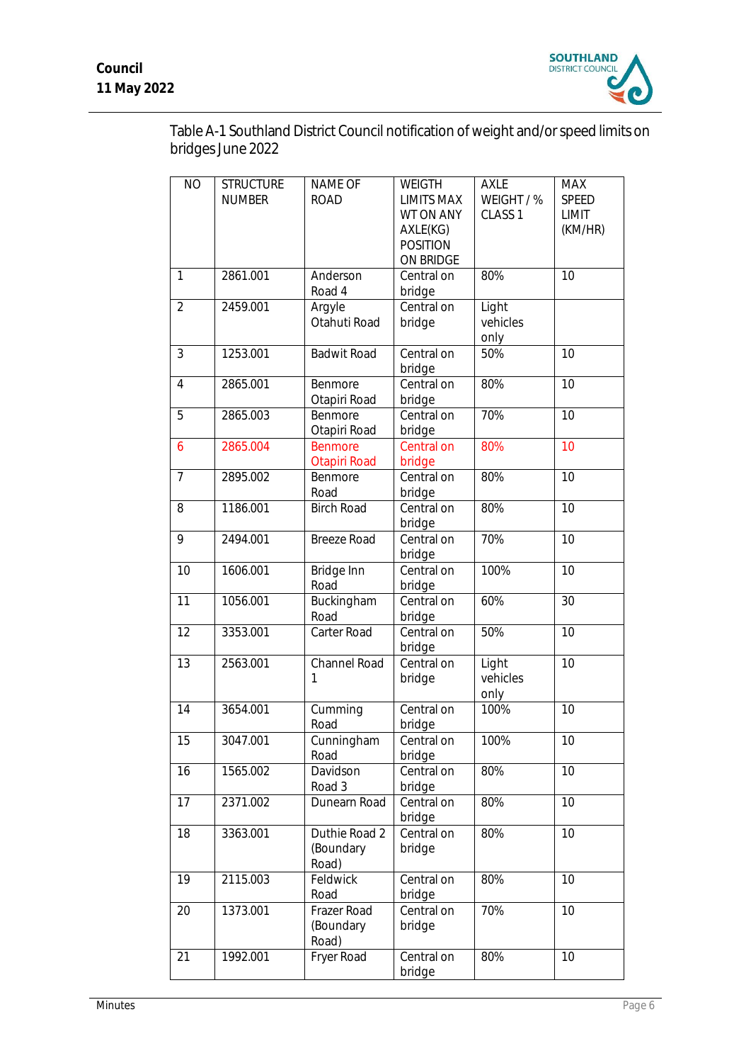Table A-1 Southland District Council notification of weight and/or speed limits on bridges June 2022

| NO | STRUCTURE NUMBER | NAME OF ROAD | WEIGTH LIMITS MAX WT ON ANY AXLE(KG) POSITION ON BRIDGE | AXLE WEIGHT / % CLASS 1 | MAX SPEED LIMIT (KM/HR) |
|---|---|---|---|---|---|
| 1 | 2861.001 | Anderson Road 4 | Central on bridge | 80% | 10 |
| 2 | 2459.001 | Argyle Otahuti Road | Central on bridge | Light vehicles only | |
| 3 | 1253.001 | Badwit Road | Central on bridge | 50% | 10 |
| 4 | 2865.001 | Benmore Otapiri Road | Central on bridge | 80% | 10 |
| 5 | 2865.003 | Benmore Otapiri Road | Central on bridge | 70% | 10 |
| 6 | 2865.004 | Benmore Otapiri Road | Central on bridge | 80% | 10 |
| 7 | 2895.002 | Benmore Road | Central on bridge | 80% | 10 |
| 8 | 1186.001 | Birch Road | Central on bridge | 80% | 10 |
| 9 | 2494.001 | Breeze Road | Central on bridge | 70% | 10 |
| 10 | 1606.001 | Bridge Inn Road | Central on bridge | 100% | 10 |
| 11 | 1056.001 | Buckingham Road | Central on bridge | 60% | 30 |
| 12 | 3353.001 | Carter Road | Central on bridge | 50% | 10 |
| 13 | 2563.001 | Channel Road 1 | Central on bridge | Light vehicles only | 10 |
| 14 | 3654.001 | Cumming Road | Central on bridge | 100% | 10 |
| 15 | 3047.001 | Cunningham Road | Central on bridge | 100% | 10 |
| 16 | 1565.002 | Davidson Road 3 | Central on bridge | 80% | 10 |
| 17 | 2371.002 | Dunearn Road | Central on bridge | 80% | 10 |
| 18 | 3363.001 | Duthie Road 2 (Boundary Road) | Central on bridge | 80% | 10 |
| 19 | 2115.003 | Feldwick Road | Central on bridge | 80% | 10 |
| 20 | 1373.001 | Frazer Road (Boundary Road) | Central on bridge | 70% | 10 |
| 21 | 1992.001 | Fryer Road | Central on bridge | 80% | 10 |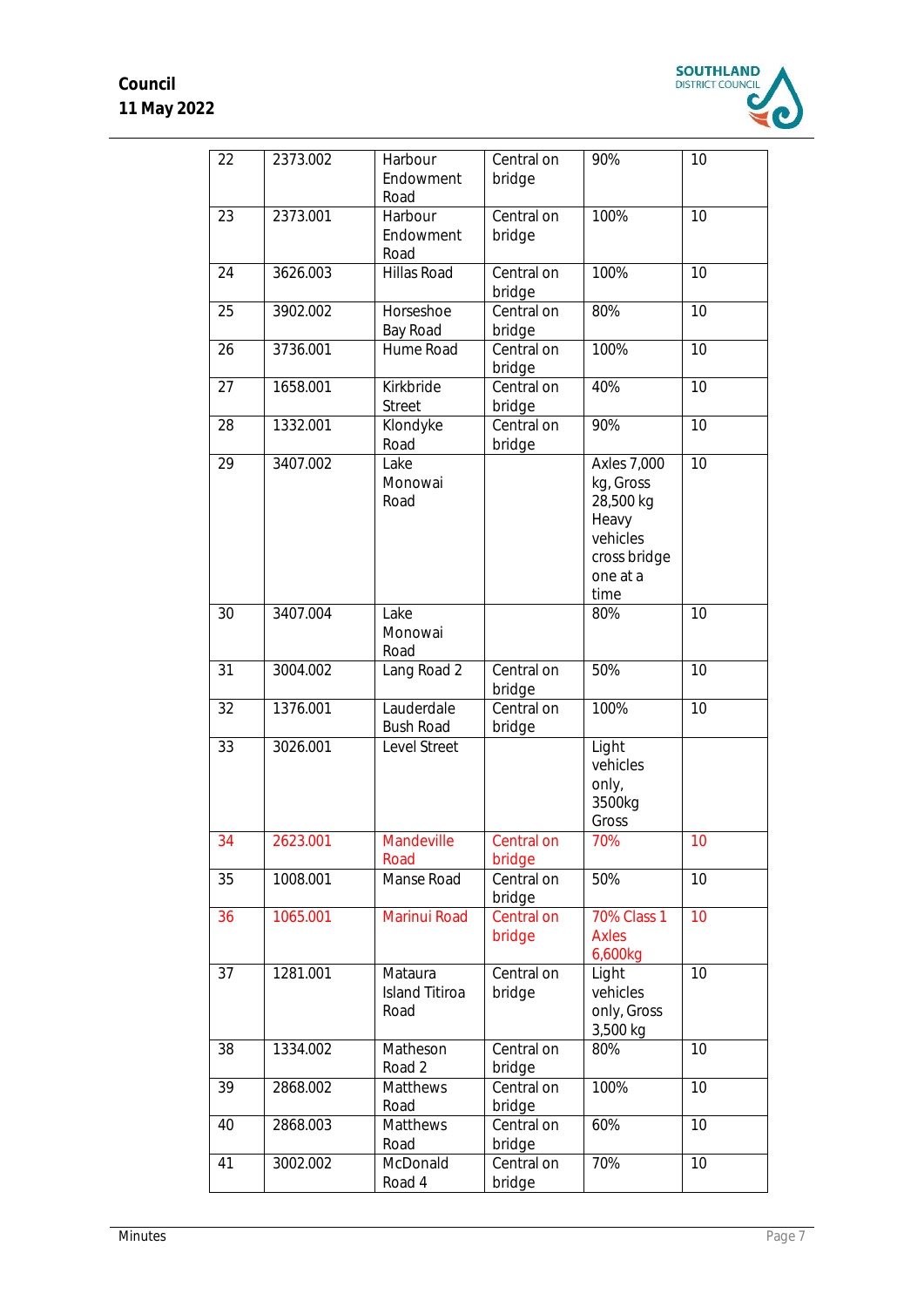| 22 | 2373.002 | Harbour Endowment Road | Central on bridge | 90% | 10 |
|---|---|---|---|---|---|
| 23 | 2373.001 | Harbour Endowment Road | Central on bridge | 100% | 10 |
| 24 | 3626.003 | Hillas Road | Central on bridge | 100% | 10 |
| 25 | 3902.002 | Horseshoe Bay Road | Central on bridge | 80% | 10 |
| 26 | 3736.001 | Hume Road | Central on bridge | 100% | 10 |
| 27 | 1658.001 | Kirkbride Street | Central on bridge | 40% | 10 |
| 28 | 1332.001 | Klondyke Road | Central on bridge | 90% | 10 |
| 29 | 3407.002 | Lake Monowai Road | | Axles 7,000 kg, Gross 28,500 kg Heavy vehicles cross bridge one at a time | 10 |
| 30 | 3407.004 | Lake Monowai Road | | 80% | 10 |
| 31 | 3004.002 | Lang Road 2 | Central on bridge | 50% | 10 |
| 32 | 1376.001 | Lauderdale Bush Road | Central on bridge | 100% | 10 |
| 33 | 3026.001 | Level Street | | Light vehicles only, 3500kg Gross | |
| 34 | 2623.001 | Mandeville Road | Central on bridge | 70% | 10 |
| 35 | 1008.001 | Manse Road | Central on bridge | 50% | 10 |
| 36 | 1065.001 | Marinui Road | Central on bridge | 70% Class 1 Axles 6,600kg | 10 |
| 37 | 1281.001 | Mataura Island Titiroa Road | Central on bridge | Light vehicles only, Gross 3,500 kg | 10 |
| 38 | 1334.002 | Matheson Road 2 | Central on bridge | 80% | 10 |
| 39 | 2868.002 | Matthews Road | Central on bridge | 100% | 10 |
| 40 | 2868.003 | Matthews Road | Central on bridge | 60% | 10 |
| 41 | 3002.002 | McDonald Road 4 | Central on bridge | 70% | 10 |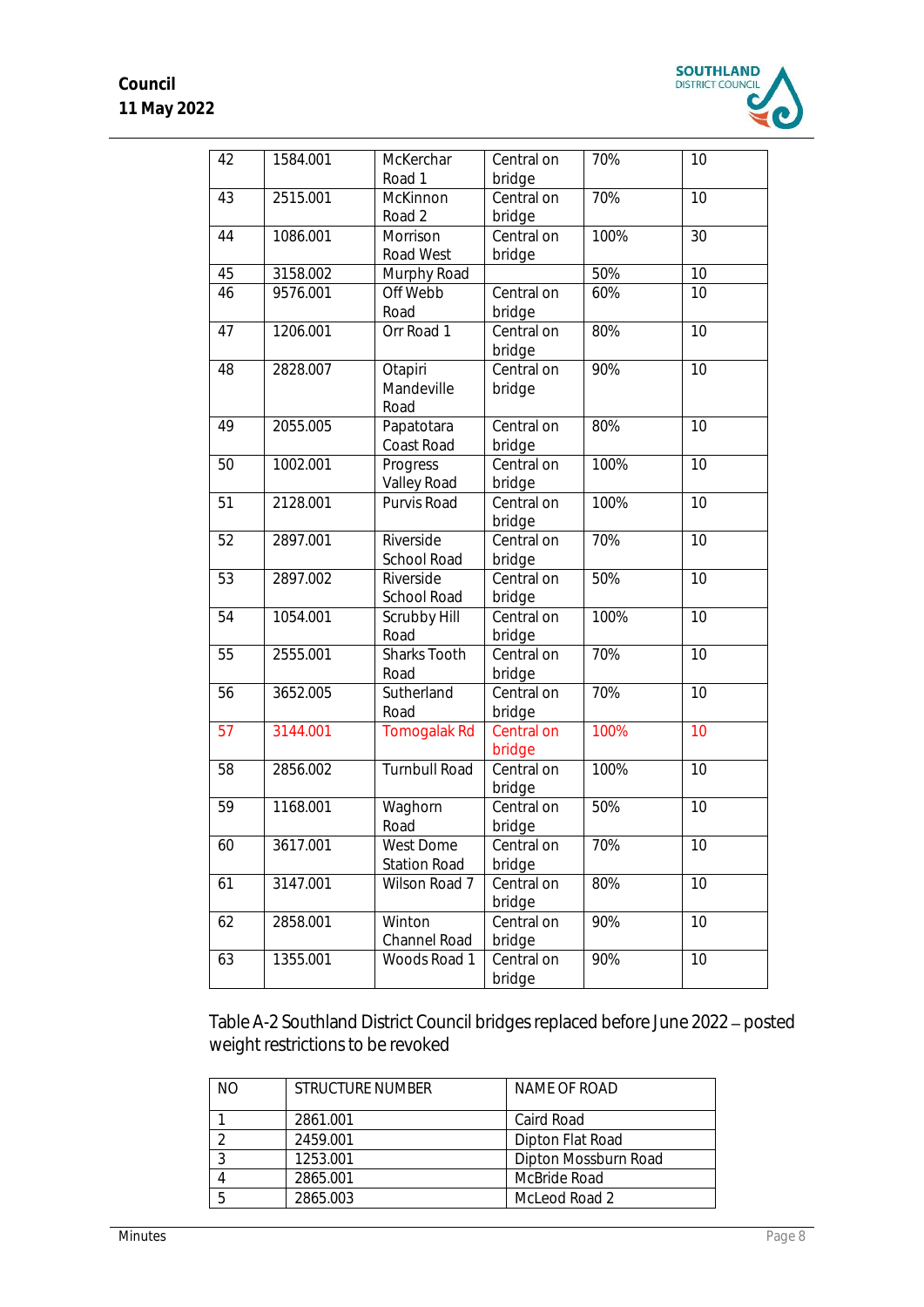| 42 | 1584.001 | McKerchar Road 1 | Central on bridge | 70% | 10 |
|---|---|---|---|---|---|
| 43 | 2515.001 | McKinnon Road 2 | Central on bridge | 70% | 10 |
| 44 | 1086.001 | Morrison Road West | Central on bridge | 100% | 30 |
| 45 | 3158.002 | Murphy Road | | 50% | 10 |
| 46 | 9576.001 | Off Webb Road | Central on bridge | 60% | 10 |
| 47 | 1206.001 | Orr Road 1 | Central on bridge | 80% | 10 |
| 48 | 2828.007 | Otapiri Mandeville Road | Central on bridge | 90% | 10 |
| 49 | 2055.005 | Papatotara Coast Road | Central on bridge | 80% | 10 |
| 50 | 1002.001 | Progress Valley Road | Central on bridge | 100% | 10 |
| 51 | 2128.001 | Purvis Road | Central on bridge | 100% | 10 |
| 52 | 2897.001 | Riverside School Road | Central on bridge | 70% | 10 |
| 53 | 2897.002 | Riverside School Road | Central on bridge | 50% | 10 |
| 54 | 1054.001 | Scrubby Hill Road | Central on bridge | 100% | 10 |
| 55 | 2555.001 | Sharks Tooth Road | Central on bridge | 70% | 10 |
| 56 | 3652.005 | Sutherland Road | Central on bridge | 70% | 10 |
| 57 | 3144.001 | Tomogalak Rd | Central on bridge | 100% | 10 |
| 58 | 2856.002 | Turnbull Road | Central on bridge | 100% | 10 |
| 59 | 1168.001 | Waghorn Road | Central on bridge | 50% | 10 |
| 60 | 3617.001 | West Dome Station Road | Central on bridge | 70% | 10 |
| 61 | 3147.001 | Wilson Road 7 | Central on bridge | 80% | 10 |
| 62 | 2858.001 | Winton Channel Road | Central on bridge | 90% | 10 |
| 63 | 1355.001 | Woods Road 1 | Central on bridge | 90% | 10 |

Table A-2 Southland District Council bridges replaced before June 2022 – posted weight restrictions to be revoked

| NO | STRUCTURE NUMBER | NAME OF ROAD |
|---|---|---|
| 1 | 2861.001 | Caird Road |
| 2 | 2459.001 | Dipton Flat Road |
| 3 | 1253.001 | Dipton Mossburn Road |
| 4 | 2865.001 | McBride Road |
| 5 | 2865.003 | McLeod Road 2 |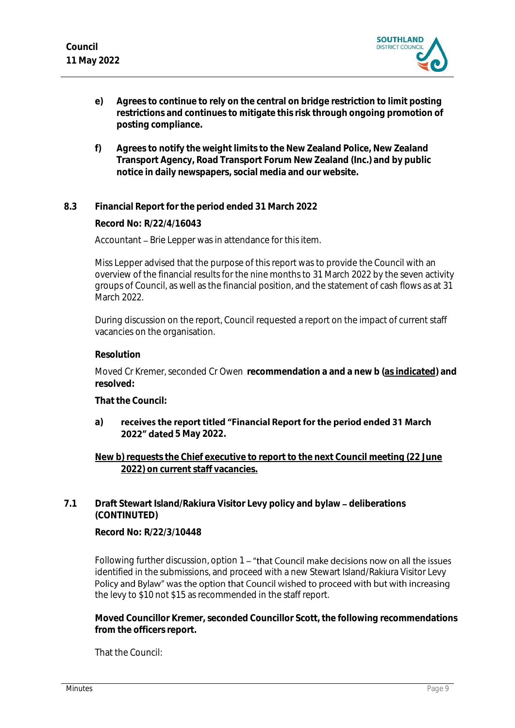**e) Agrees to continue to rely on the central on bridge restriction to limit posting restrictions and continues to mitigate this risk through ongoing promotion of posting compliance.**

**f) Agrees to notify the weight limits to the New Zealand Police, New Zealand Transport Agency, Road Transport Forum New Zealand (Inc.) and by public notice in daily newspapers, social media and our website.**

## 8.3 Financial Report for the period ended 31 March 2022

**Record No: R/22/4/16043**

Accountant – Brie Lepper was in attendance for this item.

Miss Lepper advised that the purpose of this report was to provide the Council with an overview of the financial results for the nine months to 31 March 2022 by the seven activity groups of Council, as well as the financial position, and the statement of cash flows as at 31 March 2022.

During discussion on the report, Council requested a report on the impact of current staff vacancies on the organisation.

**Resolution**

Moved Cr Kremer, seconded Cr Owen **recommendation a and a new b (<u>as indicated</u>) and resolved:**

**That the Council:**

**a) receives the report titled "Financial Report for the period ended 31 March 2022" dated 5 May 2022.**

**<u>New b) requests the Chief executive to report to the next Council meeting (22 June 2022) on current staff vacancies.</u>**

## 7.1 Draft Stewart Island/Rakiura Visitor Levy policy and bylaw – deliberations (CONTINUTED)

**Record No: R/22/3/10448**

Following further discussion, option 1 – "that Council make decisions now on all the issues identified in the submissions, and proceed with a new Stewart Island/Rakiura Visitor Levy Policy and Bylaw" was the option that Council wished to proceed with but with increasing the levy to $10 not $15 as recommended in the staff report.

**Moved Councillor Kremer, seconded Councillor Scott, the following recommendations from the officers report.**

That the Council: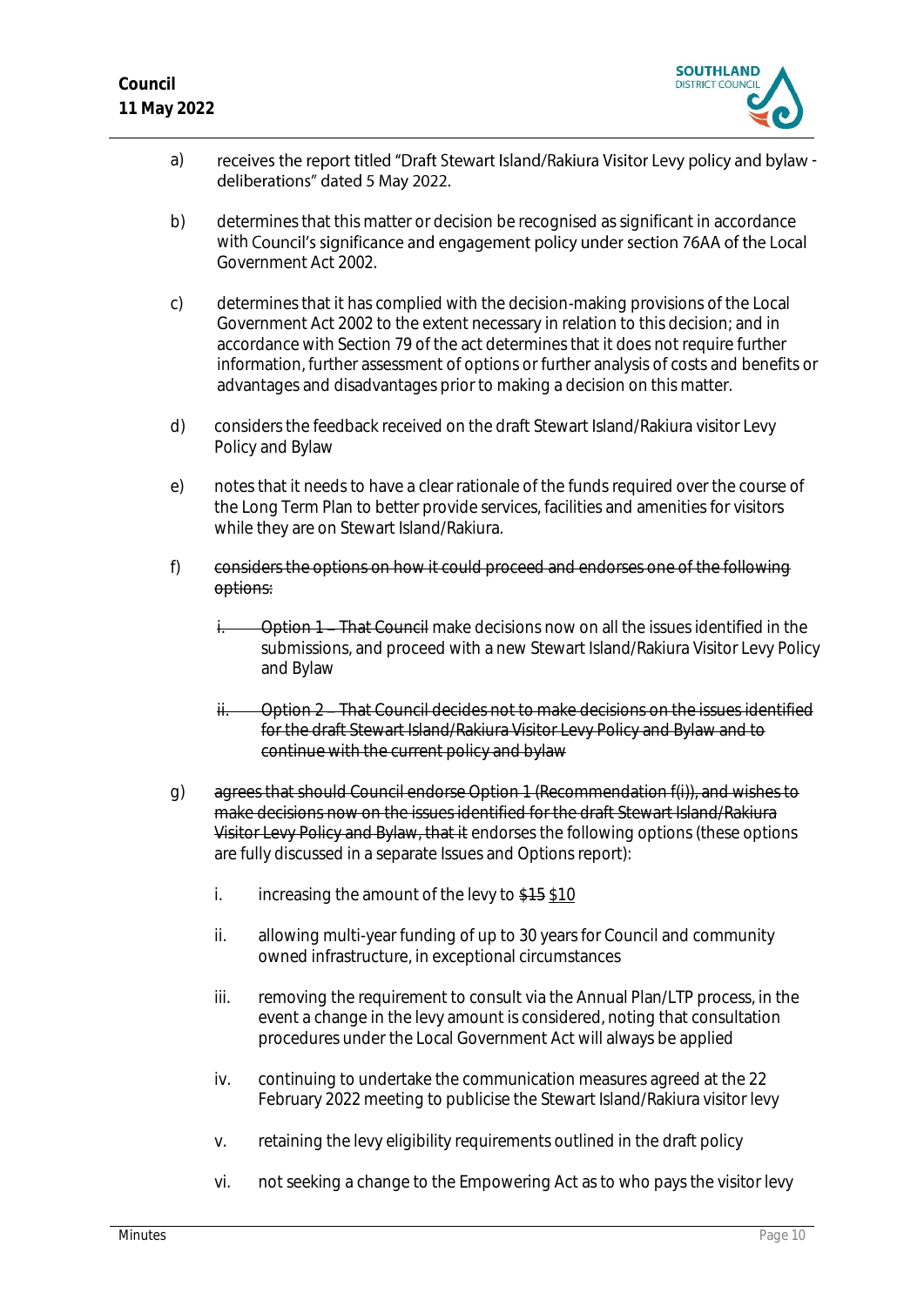a) receives the report titled "Draft Stewart Island/Rakiura Visitor Levy policy and bylaw - deliberations" dated 5 May 2022.

b) determines that this matter or decision be recognised as significant in accordance with Council's significance and engagement policy under section 76AA of the Local Government Act 2002.

c) determines that it has complied with the decision-making provisions of the Local Government Act 2002 to the extent necessary in relation to this decision; and in accordance with Section 79 of the act determines that it does not require further information, further assessment of options or further analysis of costs and benefits or advantages and disadvantages prior to making a decision on this matter.

d) considers the feedback received on the draft Stewart Island/Rakiura visitor Levy Policy and Bylaw

e) notes that it needs to have a clear rationale of the funds required over the course of the Long Term Plan to better provide services, facilities and amenities for visitors while they are on Stewart Island/Rakiura.

f) ~~considers the options on how it could proceed and endorses one of the following options:~~

   ~~i. Option 1 – That Council~~ make decisions now on all the issues identified in the submissions, and proceed with a new Stewart Island/Rakiura Visitor Levy Policy and Bylaw

   ~~ii. Option 2 – That Council decides not to make decisions on the issues identified for the draft Stewart Island/Rakiura Visitor Levy Policy and Bylaw and to continue with the current policy and bylaw~~

g) ~~agrees that should Council endorse Option 1 (Recommendation f(i)), and wishes to make decisions now on the issues identified for the draft Stewart Island/Rakiura Visitor Levy Policy and Bylaw, that it~~ endorses the following options (these options are fully discussed in a separate Issues and Options report):

   i. increasing the amount of the levy to ~~$15~~ $10

   ii. allowing multi-year funding of up to 30 years for Council and community owned infrastructure, in exceptional circumstances

   iii. removing the requirement to consult via the Annual Plan/LTP process, in the event a change in the levy amount is considered, noting that consultation procedures under the Local Government Act will always be applied

   iv. continuing to undertake the communication measures agreed at the 22 February 2022 meeting to publicise the Stewart Island/Rakiura visitor levy

   v. retaining the levy eligibility requirements outlined in the draft policy

   vi. not seeking a change to the Empowering Act as to who pays the visitor levy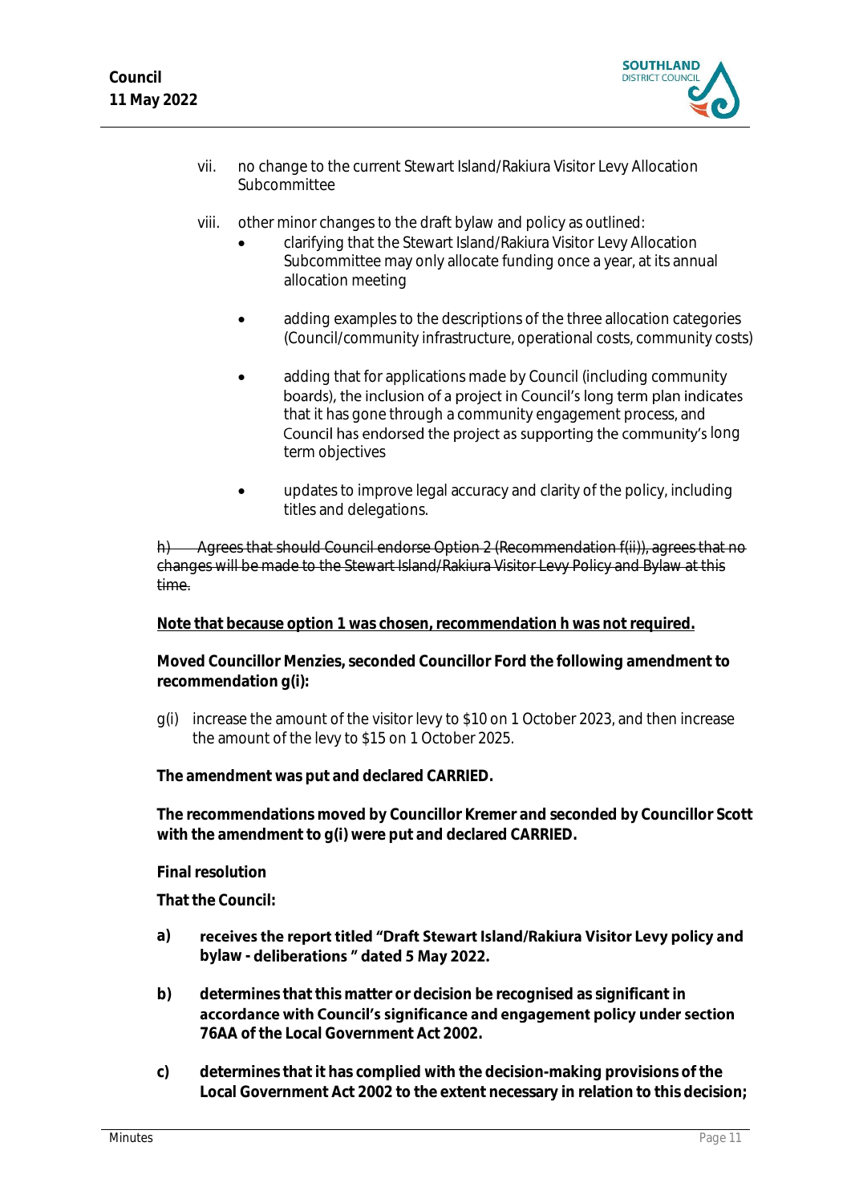vii. no change to the current Stewart Island/Rakiura Visitor Levy Allocation Subcommittee

viii. other minor changes to the draft bylaw and policy as outlined:
- clarifying that the Stewart Island/Rakiura Visitor Levy Allocation Subcommittee may only allocate funding once a year, at its annual allocation meeting
- adding examples to the descriptions of the three allocation categories (Council/community infrastructure, operational costs, community costs)
- adding that for applications made by Council (including community boards), the inclusion of a project in Council's long term plan indicates that it has gone through a community engagement process, and Council has endorsed the project as supporting the community's long term objectives
- updates to improve legal accuracy and clarity of the policy, including titles and delegations.

~~h) Agrees that should Council endorse Option 2 (Recommendation f(ii)), agrees that no changes will be made to the Stewart Island/Rakiura Visitor Levy Policy and Bylaw at this time.~~

**Note that because option 1 was chosen, recommendation h was not required.**

**Moved Councillor Menzies, seconded Councillor Ford the following amendment to recommendation g(i):**

g(i) increase the amount of the visitor levy to $10 on 1 October 2023, and then increase the amount of the levy to $15 on 1 October 2025.

**The amendment was put and declared CARRIED.**

**The recommendations moved by Councillor Kremer and seconded by Councillor Scott with the amendment to g(i) were put and declared CARRIED.**

**Final resolution**

**That the Council:**

**a) receives the report titled "Draft Stewart Island/Rakiura Visitor Levy policy and bylaw - deliberations " dated 5 May 2022.**

**b) determines that this matter or decision be recognised as significant in accordance with Council's significance and engagement policy under section 76AA of the Local Government Act 2002.**

**c) determines that it has complied with the decision-making provisions of the Local Government Act 2002 to the extent necessary in relation to this decision;**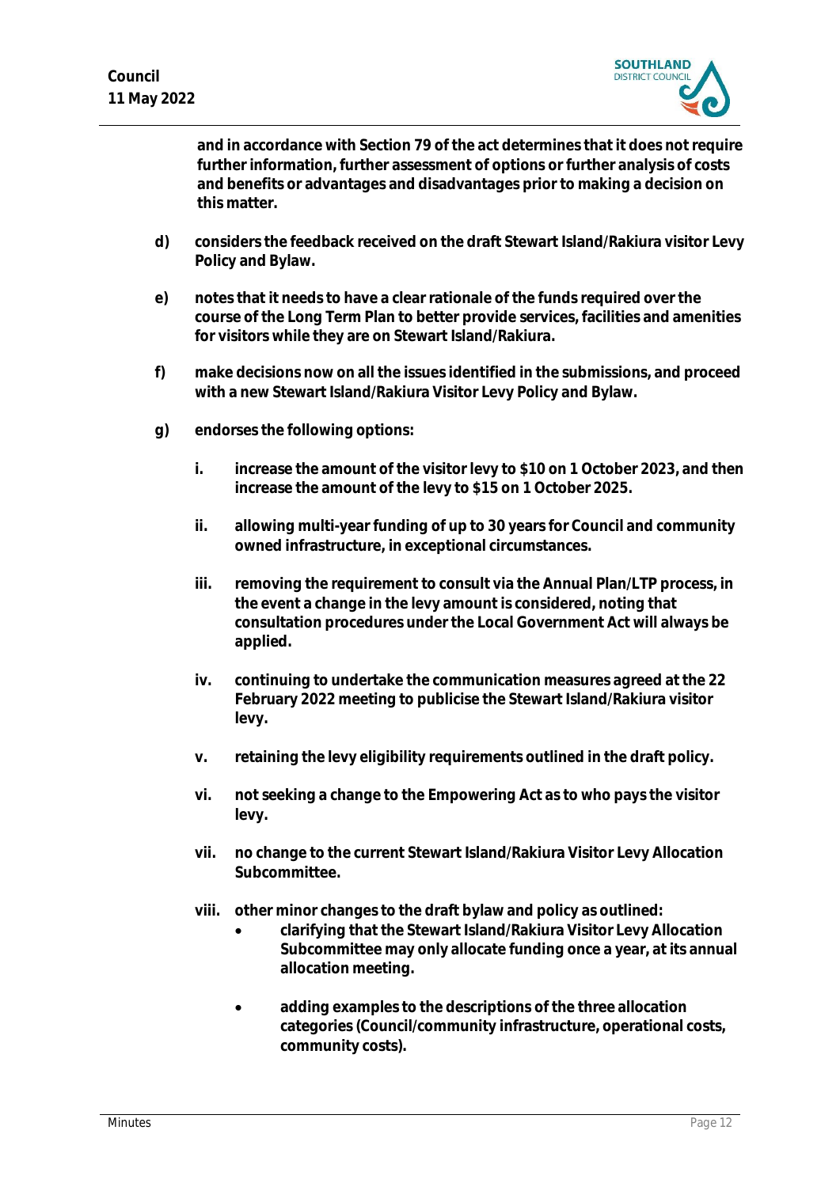**and in accordance with Section 79 of the act determines that it does not require further information, further assessment of options or further analysis of costs and benefits or advantages and disadvantages prior to making a decision on this matter.**

**d) considers the feedback received on the draft Stewart Island/Rakiura visitor Levy Policy and Bylaw.**

**e) notes that it needs to have a clear rationale of the funds required over the course of the Long Term Plan to better provide services, facilities and amenities for visitors while they are on Stewart Island/Rakiura.**

**f) make decisions now on all the issues identified in the submissions, and proceed with a new Stewart Island/Rakiura Visitor Levy Policy and Bylaw.**

**g) endorses the following options:**

**i. increase the amount of the visitor levy to $10 on 1 October 2023, and then increase the amount of the levy to $15 on 1 October 2025.**

**ii. allowing multi-year funding of up to 30 years for Council and community owned infrastructure, in exceptional circumstances.**

**iii. removing the requirement to consult via the Annual Plan/LTP process, in the event a change in the levy amount is considered, noting that consultation procedures under the Local Government Act will always be applied.**

**iv. continuing to undertake the communication measures agreed at the 22 February 2022 meeting to publicise the Stewart Island/Rakiura visitor levy.**

**v. retaining the levy eligibility requirements outlined in the draft policy.**

**vi. not seeking a change to the Empowering Act as to who pays the visitor levy.**

**vii. no change to the current Stewart Island/Rakiura Visitor Levy Allocation Subcommittee.**

**viii. other minor changes to the draft bylaw and policy as outlined:**

- **clarifying that the Stewart Island/Rakiura Visitor Levy Allocation Subcommittee may only allocate funding once a year, at its annual allocation meeting.**

- **adding examples to the descriptions of the three allocation categories (Council/community infrastructure, operational costs, community costs).**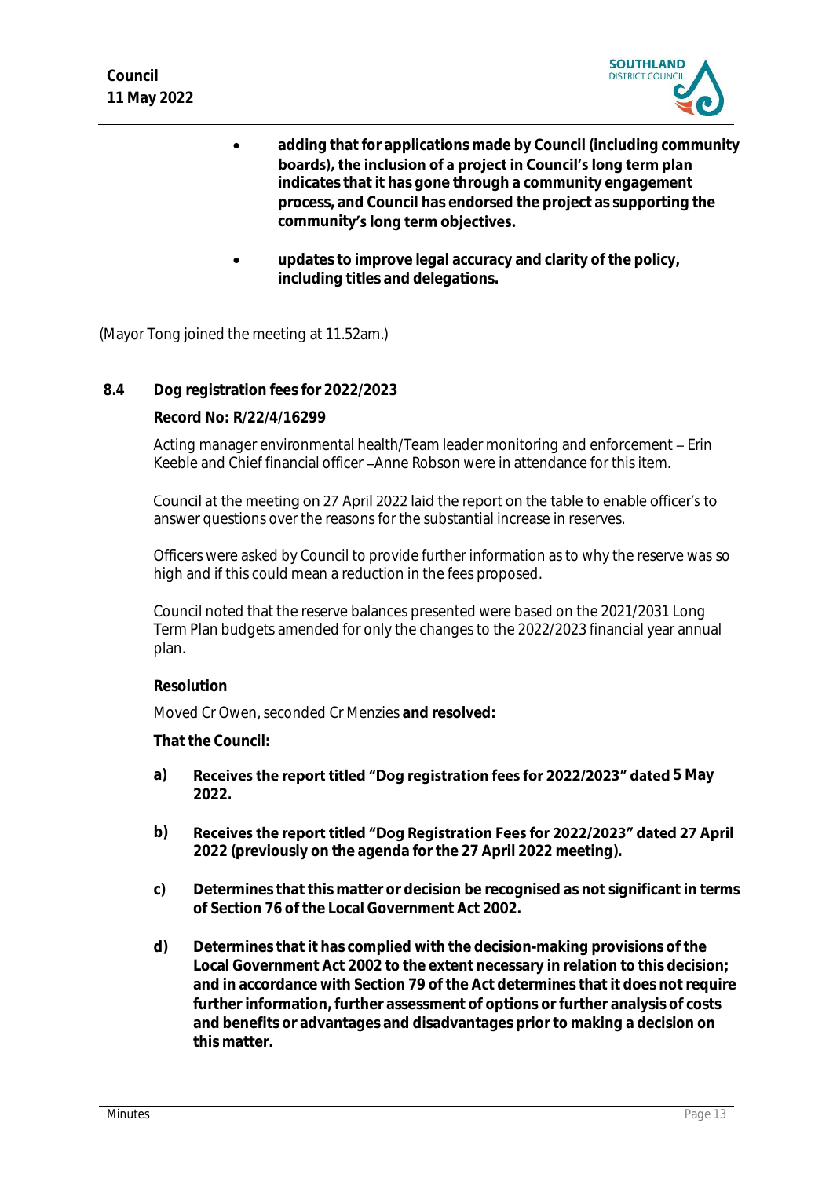- **adding that for applications made by Council (including community boards), the inclusion of a project in Council's long term plan indicates that it has gone through a community engagement process, and Council has endorsed the project as supporting the community's long term objectives.**

- **updates to improve legal accuracy and clarity of the policy, including titles and delegations.**

(Mayor Tong joined the meeting at 11.52am.)

### 8.4 Dog registration fees for 2022/2023

**Record No: R/22/4/16299**

Acting manager environmental health/Team leader monitoring and enforcement – Erin Keeble and Chief financial officer – Anne Robson were in attendance for this item.

Council at the meeting on 27 April 2022 laid the report on the table to enable officer's to answer questions over the reasons for the substantial increase in reserves.

Officers were asked by Council to provide further information as to why the reserve was so high and if this could mean a reduction in the fees proposed.

Council noted that the reserve balances presented were based on the 2021/2031 Long Term Plan budgets amended for only the changes to the 2022/2023 financial year annual plan.

**Resolution**

Moved Cr Owen, seconded Cr Menzies **and resolved:**

**That the Council:**

a) **Receives the report titled "Dog registration fees for 2022/2023" dated 5 May 2022.**

b) **Receives the report titled "Dog Registration Fees for 2022/2023" dated 27 April 2022 (previously on the agenda for the 27 April 2022 meeting).**

c) **Determines that this matter or decision be recognised as not significant in terms of Section 76 of the Local Government Act 2002.**

d) **Determines that it has complied with the decision-making provisions of the Local Government Act 2002 to the extent necessary in relation to this decision; and in accordance with Section 79 of the Act determines that it does not require further information, further assessment of options or further analysis of costs and benefits or advantages and disadvantages prior to making a decision on this matter.**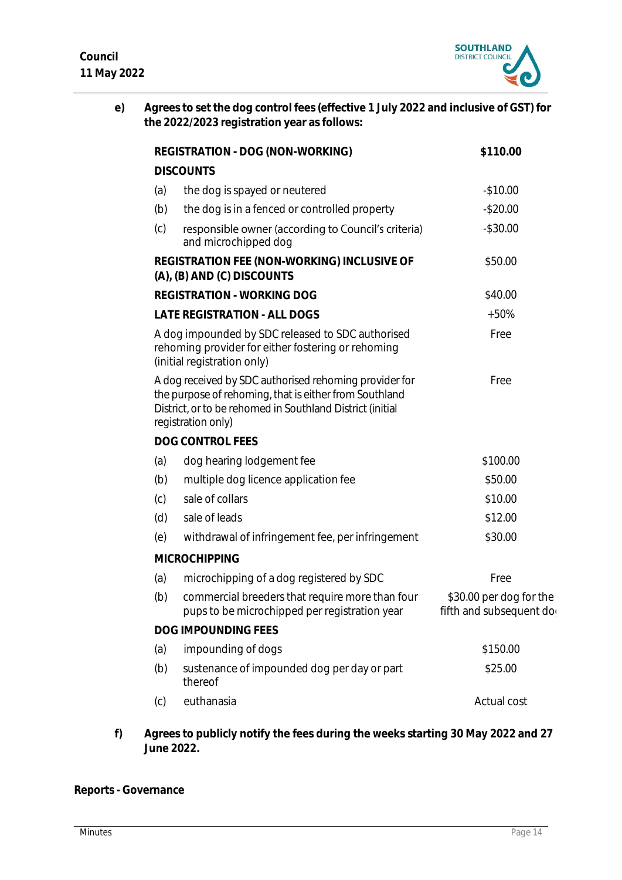e) **Agrees to set the dog control fees (effective 1 July 2022 and inclusive of GST) for the 2022/2023 registration year as follows:**

| | | |
|---|---|---|
| **REGISTRATION - DOG (NON-WORKING)** | | **$110.00** |
| **DISCOUNTS** | | |
| (a) | the dog is spayed or neutered | -$10.00 |
| (b) | the dog is in a fenced or controlled property | -$20.00 |
| (c) | responsible owner (according to Council's criteria) and microchipped dog | -$30.00 |
| **REGISTRATION FEE (NON-WORKING) INCLUSIVE OF (A), (B) AND (C) DISCOUNTS** | | $50.00 |
| **REGISTRATION - WORKING DOG** | | $40.00 |
| **LATE REGISTRATION - ALL DOGS** | | +50% |
| A dog impounded by SDC released to SDC authorised rehoming provider for either fostering or rehoming (initial registration only) | | Free |
| A dog received by SDC authorised rehoming provider for the purpose of rehoming, that is either from Southland District, or to be rehomed in Southland District (initial registration only) | | Free |
| **DOG CONTROL FEES** | | |
| (a) | dog hearing lodgement fee | $100.00 |
| (b) | multiple dog licence application fee | $50.00 |
| (c) | sale of collars | $10.00 |
| (d) | sale of leads | $12.00 |
| (e) | withdrawal of infringement fee, per infringement | $30.00 |
| **MICROCHIPPING** | | |
| (a) | microchipping of a dog registered by SDC | Free |
| (b) | commercial breeders that require more than four pups to be microchipped per registration year | $30.00 per dog for the fifth and subsequent dog |
| **DOG IMPOUNDING FEES** | | |
| (a) | impounding of dogs | $150.00 |
| (b) | sustenance of impounded dog per day or part thereof | $25.00 |
| (c) | euthanasia | Actual cost |

f) **Agrees to publicly notify the fees during the weeks starting 30 May 2022 and 27 June 2022.**

**Reports - Governance**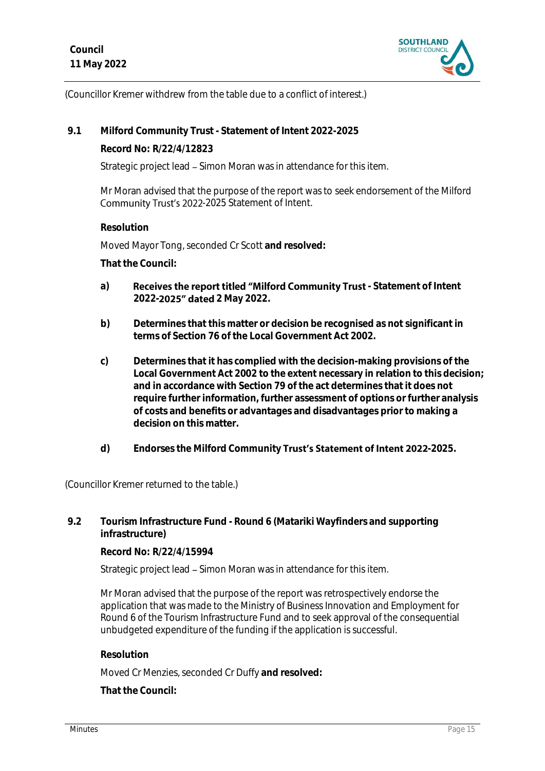(Councillor Kremer withdrew from the table due to a conflict of interest.)

## 9.1 Milford Community Trust - Statement of Intent 2022-2025

**Record No: R/22/4/12823**

Strategic project lead – Simon Moran was in attendance for this item.

Mr Moran advised that the purpose of the report was to seek endorsement of the Milford Community Trust's 2022-2025 Statement of Intent.

**Resolution**

Moved Mayor Tong, seconded Cr Scott **and resolved:**

**That the Council:**

**a) Receives the report titled "Milford Community Trust - Statement of Intent 2022-2025" dated 2 May 2022.**

**b) Determines that this matter or decision be recognised as not significant in terms of Section 76 of the Local Government Act 2002.**

**c) Determines that it has complied with the decision-making provisions of the Local Government Act 2002 to the extent necessary in relation to this decision; and in accordance with Section 79 of the act determines that it does not require further information, further assessment of options or further analysis of costs and benefits or advantages and disadvantages prior to making a decision on this matter.**

**d) Endorses the Milford Community Trust's Statement of Intent 2022-2025.**

(Councillor Kremer returned to the table.)

## 9.2 Tourism Infrastructure Fund - Round 6 (Matariki Wayfinders and supporting infrastructure)

**Record No: R/22/4/15994**

Strategic project lead – Simon Moran was in attendance for this item.

Mr Moran advised that the purpose of the report was retrospectively endorse the application that was made to the Ministry of Business Innovation and Employment for Round 6 of the Tourism Infrastructure Fund and to seek approval of the consequential unbudgeted expenditure of the funding if the application is successful.

**Resolution**

Moved Cr Menzies, seconded Cr Duffy **and resolved:**

**That the Council:**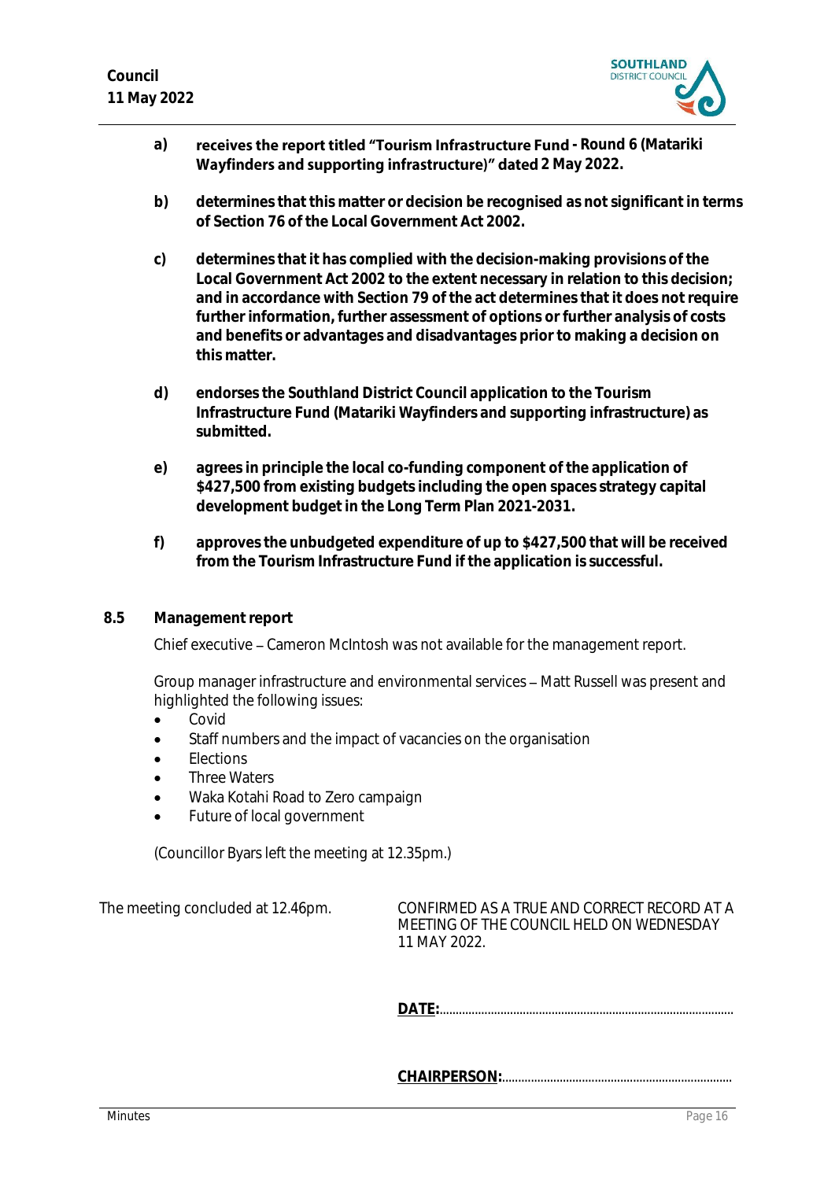**a) receives the report titled "Tourism Infrastructure Fund - Round 6 (Matariki Wayfinders and supporting infrastructure)" dated 2 May 2022.**

**b) determines that this matter or decision be recognised as not significant in terms of Section 76 of the Local Government Act 2002.**

**c) determines that it has complied with the decision-making provisions of the Local Government Act 2002 to the extent necessary in relation to this decision; and in accordance with Section 79 of the act determines that it does not require further information, further assessment of options or further analysis of costs and benefits or advantages and disadvantages prior to making a decision on this matter.**

**d) endorses the Southland District Council application to the Tourism Infrastructure Fund (Matariki Wayfinders and supporting infrastructure) as submitted.**

**e) agrees in principle the local co-funding component of the application of $427,500 from existing budgets including the open spaces strategy capital development budget in the Long Term Plan 2021-2031.**

**f) approves the unbudgeted expenditure of up to $427,500 that will be received from the Tourism Infrastructure Fund if the application is successful.**

### 8.5 Management report

Chief executive – Cameron McIntosh was not available for the management report.

Group manager infrastructure and environmental services – Matt Russell was present and highlighted the following issues:

- Covid
- Staff numbers and the impact of vacancies on the organisation
- Elections
- Three Waters
- Waka Kotahi Road to Zero campaign
- Future of local government

(Councillor Byars left the meeting at 12.35pm.)

The meeting concluded at 12.46pm.

CONFIRMED AS A TRUE AND CORRECT RECORD AT A MEETING OF THE COUNCIL HELD ON WEDNESDAY 11 MAY 2022.

**DATE:**...............................................................................................

**CHAIRPERSON:**...........................................................................